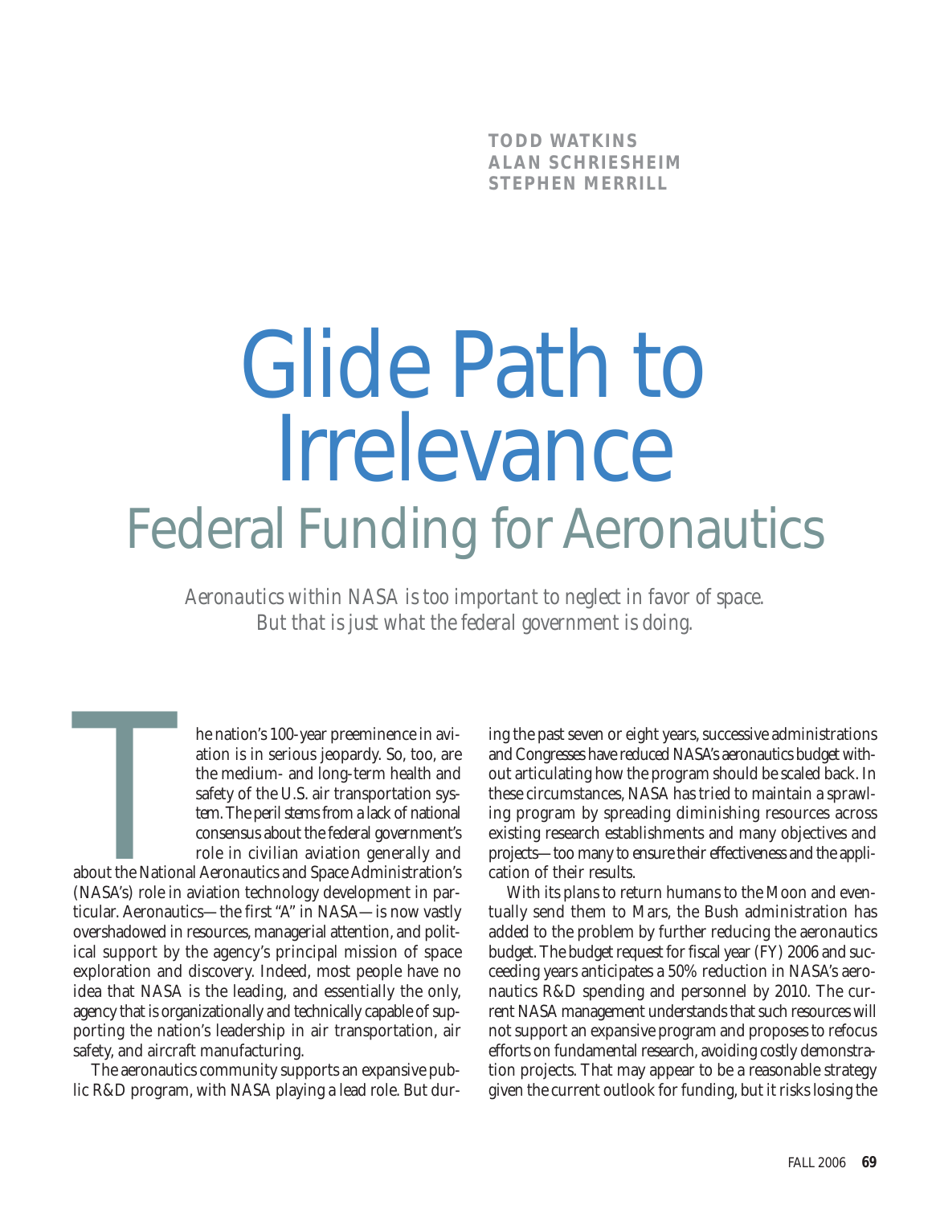**TODD WATKINS**
**ALAN SCHRIESHEIM**
**STEPHEN MERRILL**

# Glide Path to Irrelevance

## Federal Funding for Aeronautics

*Aeronautics within NASA is too important to neglect in favor of space. But that is just what the federal government is doing.*

The nation's 100-year preeminence in aviation is in serious jeopardy. So, too, are the medium- and long-term health and safety of the U.S. air transportation system. The peril stems from a lack of national consensus about the federal government's role in civilian aviation generally and about the National Aeronautics and Space Administration's (NASA's) role in aviation technology development in particular. Aeronautics—the first "A" in NASA—is now vastly overshadowed in resources, managerial attention, and political support by the agency's principal mission of space exploration and discovery. Indeed, most people have no idea that NASA is the leading, and essentially the only, agency that is organizationally and technically capable of supporting the nation's leadership in air transportation, air safety, and aircraft manufacturing.

The aeronautics community supports an expansive public R&D program, with NASA playing a lead role. But during the past seven or eight years, successive administrations and Congresses have reduced NASA's aeronautics budget without articulating how the program should be scaled back. In these circumstances, NASA has tried to maintain a sprawling program by spreading diminishing resources across existing research establishments and many objectives and projects—too many to ensure their effectiveness and the application of their results.

With its plans to return humans to the Moon and eventually send them to Mars, the Bush administration has added to the problem by further reducing the aeronautics budget. The budget request for fiscal year (FY) 2006 and succeeding years anticipates a 50% reduction in NASA's aeronautics R&D spending and personnel by 2010. The current NASA management understands that such resources will not support an expansive program and proposes to refocus efforts on fundamental research, avoiding costly demonstration projects. That may appear to be a reasonable strategy given the current outlook for funding, but it risks losing the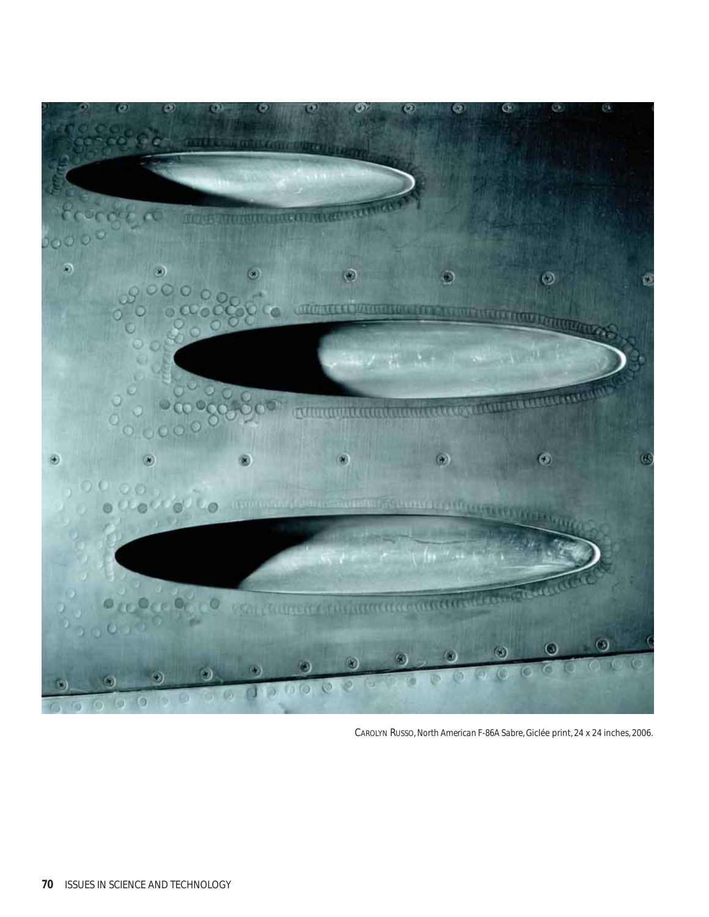CAROLYN RUSSO, North American F-86A Sabre, Giclée print, 24 x 24 inches, 2006.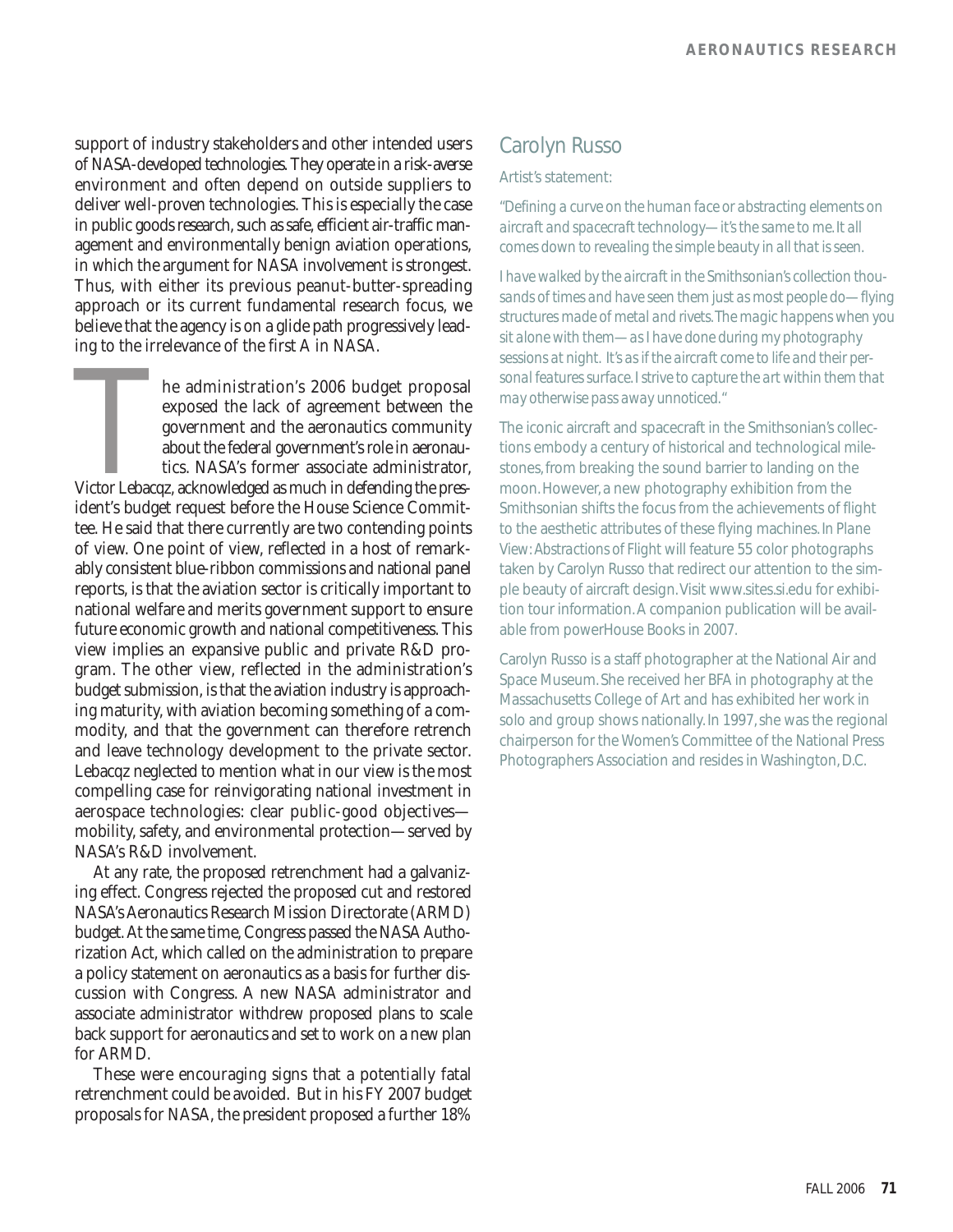support of industry stakeholders and other intended users of NASA-developed technologies. They operate in a risk-averse environment and often depend on outside suppliers to deliver well-proven technologies. This is especially the case in public goods research, such as safe, efficient air-traffic management and environmentally benign aviation operations, in which the argument for NASA involvement is strongest. Thus, with either its previous peanut-butter-spreading approach or its current fundamental research focus, we believe that the agency is on a glide path progressively leading to the irrelevance of the first A in NASA.

The administration's 2006 budget proposal exposed the lack of agreement between the government and the aeronautics community about the federal government's role in aeronautics. NASA's former associate administrator, Victor Lebacqz, acknowledged as much in defending the president's budget request before the House Science Committee. He said that there currently are two contending points of view. One point of view, reflected in a host of remarkably consistent blue-ribbon commissions and national panel reports, is that the aviation sector is critically important to national welfare and merits government support to ensure future economic growth and national competitiveness. This view implies an expansive public and private R&D program. The other view, reflected in the administration's budget submission, is that the aviation industry is approaching maturity, with aviation becoming something of a commodity, and that the government can therefore retrench and leave technology development to the private sector. Lebacqz neglected to mention what in our view is the most compelling case for reinvigorating national investment in aerospace technologies: clear public-good objectives—mobility, safety, and environmental protection—served by NASA's R&D involvement.

At any rate, the proposed retrenchment had a galvanizing effect. Congress rejected the proposed cut and restored NASA's Aeronautics Research Mission Directorate (ARMD) budget. At the same time, Congress passed the NASA Authorization Act, which called on the administration to prepare a policy statement on aeronautics as a basis for further discussion with Congress. A new NASA administrator and associate administrator withdrew proposed plans to scale back support for aeronautics and set to work on a new plan for ARMD.

These were encouraging signs that a potentially fatal retrenchment could be avoided. But in his FY 2007 budget proposals for NASA, the president proposed a further 18%

## Carolyn Russo

Artist's statement:

*"Defining a curve on the human face or abstracting elements on aircraft and spacecraft technology—it's the same to me. It all comes down to revealing the simple beauty in all that is seen.*

*I have walked by the aircraft in the Smithsonian's collection thousands of times and have seen them just as most people do—flying structures made of metal and rivets. The magic happens when you sit alone with them—as I have done during my photography sessions at night. It's as if the aircraft come to life and their personal features surface. I strive to capture the art within them that may otherwise pass away unnoticed."*

The iconic aircraft and spacecraft in the Smithsonian's collections embody a century of historical and technological milestones, from breaking the sound barrier to landing on the moon. However, a new photography exhibition from the Smithsonian shifts the focus from the achievements of flight to the aesthetic attributes of these flying machines. *In Plane View: Abstractions of Flight* will feature 55 color photographs taken by Carolyn Russo that redirect our attention to the simple beauty of aircraft design. Visit www.sites.si.edu for exhibition tour information. A companion publication will be available from powerHouse Books in 2007.

Carolyn Russo is a staff photographer at the National Air and Space Museum. She received her BFA in photography at the Massachusetts College of Art and has exhibited her work in solo and group shows nationally. In 1997, she was the regional chairperson for the Women's Committee of the National Press Photographers Association and resides in Washington, D.C.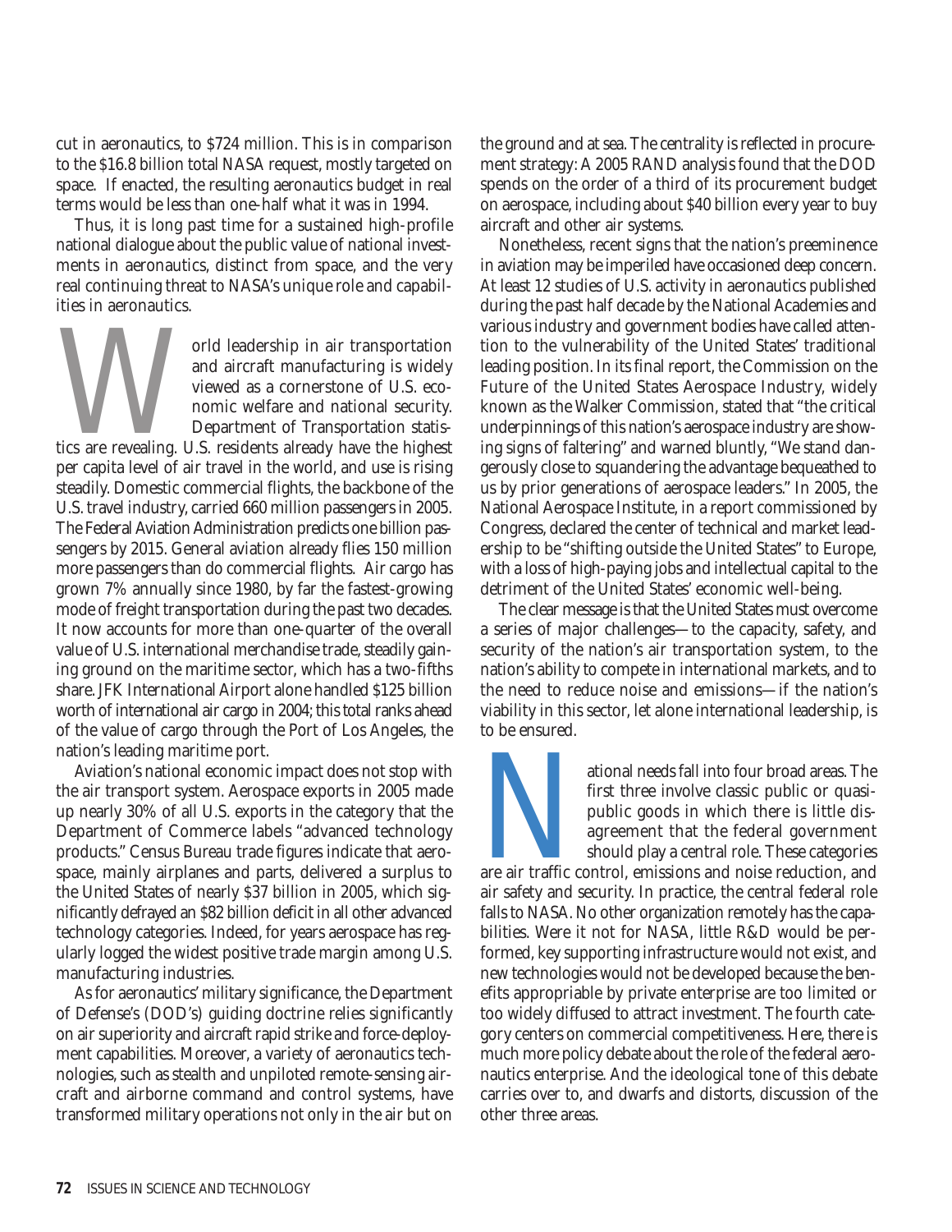cut in aeronautics, to $724 million. This is in comparison to the $16.8 billion total NASA request, mostly targeted on space. If enacted, the resulting aeronautics budget in real terms would be less than one-half what it was in 1994.

Thus, it is long past time for a sustained high-profile national dialogue about the public value of national investments in aeronautics, distinct from space, and the very real continuing threat to NASA's unique role and capabilities in aeronautics.

World leadership in air transportation and aircraft manufacturing is widely viewed as a cornerstone of U.S. economic welfare and national security. Department of Transportation statistics are revealing. U.S. residents already have the highest per capita level of air travel in the world, and use is rising steadily. Domestic commercial flights, the backbone of the U.S. travel industry, carried 660 million passengers in 2005. The Federal Aviation Administration predicts one billion passengers by 2015. General aviation already flies 150 million more passengers than do commercial flights. Air cargo has grown 7% annually since 1980, by far the fastest-growing mode of freight transportation during the past two decades. It now accounts for more than one-quarter of the overall value of U.S. international merchandise trade, steadily gaining ground on the maritime sector, which has a two-fifths share. JFK International Airport alone handled $125 billion worth of international air cargo in 2004; this total ranks ahead of the value of cargo through the Port of Los Angeles, the nation's leading maritime port.

Aviation's national economic impact does not stop with the air transport system. Aerospace exports in 2005 made up nearly 30% of all U.S. exports in the category that the Department of Commerce labels "advanced technology products." Census Bureau trade figures indicate that aerospace, mainly airplanes and parts, delivered a surplus to the United States of nearly $37 billion in 2005, which significantly defrayed an $82 billion deficit in all other advanced technology categories. Indeed, for years aerospace has regularly logged the widest positive trade margin among U.S. manufacturing industries.

As for aeronautics' military significance, the Department of Defense's (DOD's) guiding doctrine relies significantly on air superiority and aircraft rapid strike and force-deployment capabilities. Moreover, a variety of aeronautics technologies, such as stealth and unpiloted remote-sensing aircraft and airborne command and control systems, have transformed military operations not only in the air but on the ground and at sea. The centrality is reflected in procurement strategy: A 2005 RAND analysis found that the DOD spends on the order of a third of its procurement budget on aerospace, including about $40 billion every year to buy aircraft and other air systems.

Nonetheless, recent signs that the nation's preeminence in aviation may be imperiled have occasioned deep concern. At least 12 studies of U.S. activity in aeronautics published during the past half decade by the National Academies and various industry and government bodies have called attention to the vulnerability of the United States' traditional leading position. In its final report, the Commission on the Future of the United States Aerospace Industry, widely known as the Walker Commission, stated that "the critical underpinnings of this nation's aerospace industry are showing signs of faltering" and warned bluntly, "We stand dangerously close to squandering the advantage bequeathed to us by prior generations of aerospace leaders." In 2005, the National Aerospace Institute, in a report commissioned by Congress, declared the center of technical and market leadership to be "shifting outside the United States" to Europe, with a loss of high-paying jobs and intellectual capital to the detriment of the United States' economic well-being.

The clear message is that the United States must overcome a series of major challenges—to the capacity, safety, and security of the nation's air transportation system, to the nation's ability to compete in international markets, and to the need to reduce noise and emissions—if the nation's viability in this sector, let alone international leadership, is to be ensured.

National needs fall into four broad areas. The first three involve classic public or quasi-public goods in which there is little disagreement that the federal government should play a central role. These categories are air traffic control, emissions and noise reduction, and air safety and security. In practice, the central federal role falls to NASA. No other organization remotely has the capabilities. Were it not for NASA, little R&D would be performed, key supporting infrastructure would not exist, and new technologies would not be developed because the benefits appropriable by private enterprise are too limited or too widely diffused to attract investment. The fourth category centers on commercial competitiveness. Here, there is much more policy debate about the role of the federal aeronautics enterprise. And the ideological tone of this debate carries over to, and dwarfs and distorts, discussion of the other three areas.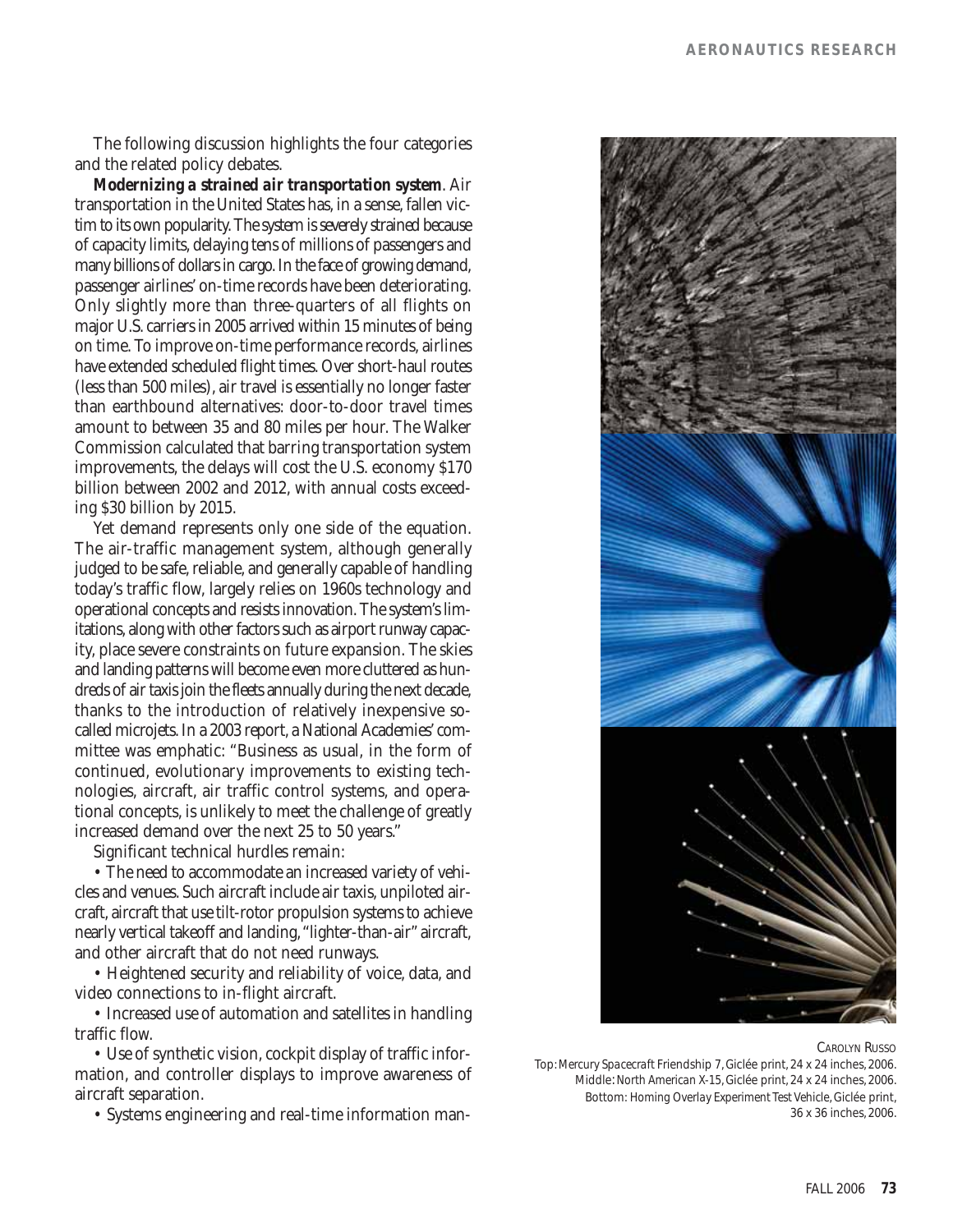The following discussion highlights the four categories and the related policy debates.

***Modernizing a strained air transportation system***. Air transportation in the United States has, in a sense, fallen victim to its own popularity. The system is severely strained because of capacity limits, delaying tens of millions of passengers and many billions of dollars in cargo. In the face of growing demand, passenger airlines' on-time records have been deteriorating. Only slightly more than three-quarters of all flights on major U.S. carriers in 2005 arrived within 15 minutes of being on time. To improve on-time performance records, airlines have extended scheduled flight times. Over short-haul routes (less than 500 miles), air travel is essentially no longer faster than earthbound alternatives: door-to-door travel times amount to between 35 and 80 miles per hour. The Walker Commission calculated that barring transportation system improvements, the delays will cost the U.S. economy $170 billion between 2002 and 2012, with annual costs exceeding $30 billion by 2015.

Yet demand represents only one side of the equation. The air-traffic management system, although generally judged to be safe, reliable, and generally capable of handling today's traffic flow, largely relies on 1960s technology and operational concepts and resists innovation. The system's limitations, along with other factors such as airport runway capacity, place severe constraints on future expansion. The skies and landing patterns will become even more cluttered as hundreds of air taxis join the fleets annually during the next decade, thanks to the introduction of relatively inexpensive so-called microjets. In a 2003 report, a National Academies' committee was emphatic: "Business as usual, in the form of continued, evolutionary improvements to existing technologies, aircraft, air traffic control systems, and operational concepts, is unlikely to meet the challenge of greatly increased demand over the next 25 to 50 years."

Significant technical hurdles remain:

- The need to accommodate an increased variety of vehicles and venues. Such aircraft include air taxis, unpiloted aircraft, aircraft that use tilt-rotor propulsion systems to achieve nearly vertical takeoff and landing, "lighter-than-air" aircraft, and other aircraft that do not need runways.
- Heightened security and reliability of voice, data, and video connections to in-flight aircraft.
- Increased use of automation and satellites in handling traffic flow.
- Use of synthetic vision, cockpit display of traffic information, and controller displays to improve awareness of aircraft separation.
- Systems engineering and real-time information man-

CAROLYN RUSSO
Top: *Mercury Spacecraft Friendship 7*, Giclée print, 24 x 24 inches, 2006.
Middle: *North American X-15*, Giclée print, 24 x 24 inches, 2006.
Bottom: *Homing Overlay Experiment Test Vehicle*, Giclée print, 36 x 36 inches, 2006.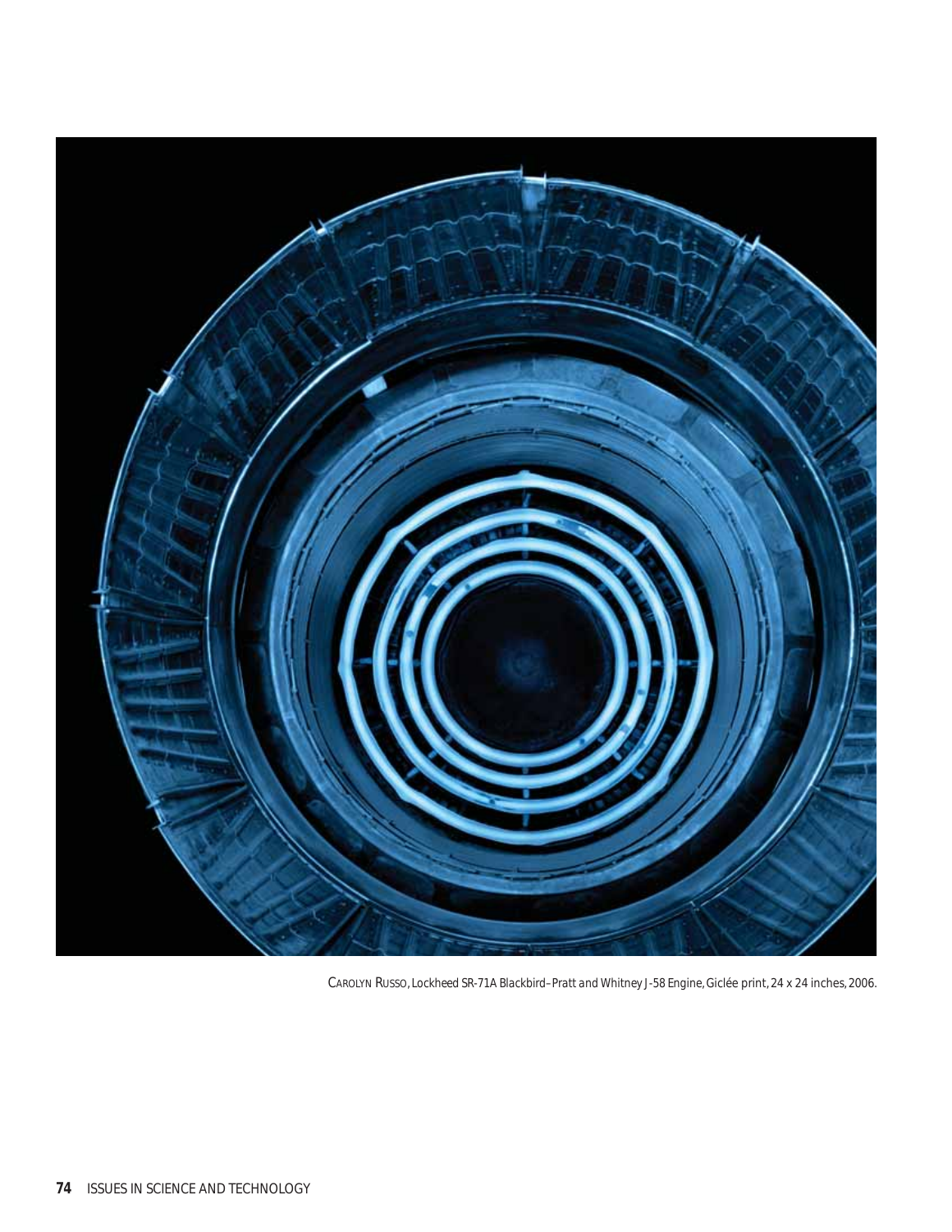CAROLYN RUSSO, *Lockheed SR-71A Blackbird–Pratt and Whitney J-58 Engine*, Giclée print, 24 x 24 inches, 2006.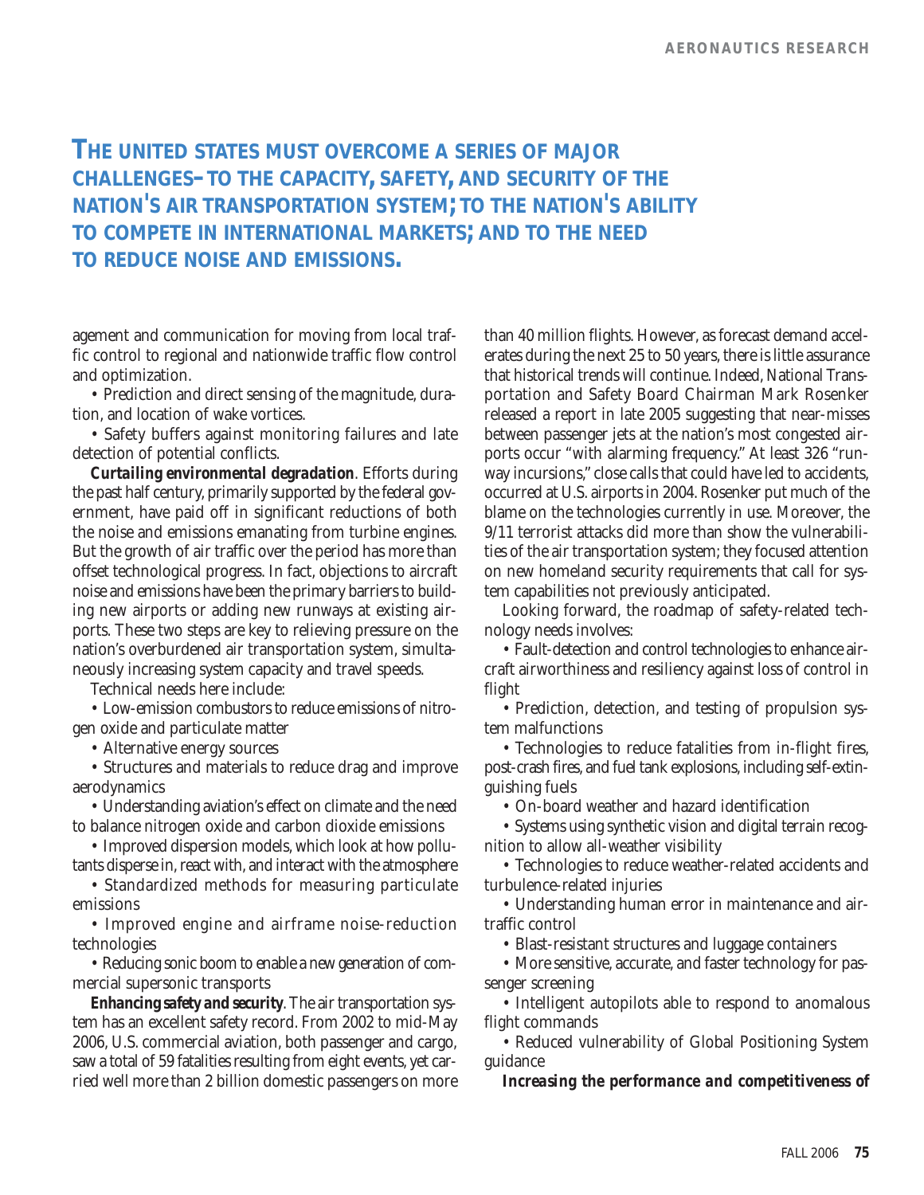**THE UNITED STATES MUST OVERCOME A SERIES OF MAJOR CHALLENGES–TO THE CAPACITY, SAFETY, AND SECURITY OF THE NATION'S AIR TRANSPORTATION SYSTEM; TO THE NATION'S ABILITY TO COMPETE IN INTERNATIONAL MARKETS; AND TO THE NEED TO REDUCE NOISE AND EMISSIONS.**

agement and communication for moving from local traffic control to regional and nationwide traffic flow control and optimization.

- Prediction and direct sensing of the magnitude, duration, and location of wake vortices.
- Safety buffers against monitoring failures and late detection of potential conflicts.

***Curtailing environmental degradation***. Efforts during the past half century, primarily supported by the federal government, have paid off in significant reductions of both the noise and emissions emanating from turbine engines. But the growth of air traffic over the period has more than offset technological progress. In fact, objections to aircraft noise and emissions have been the primary barriers to building new airports or adding new runways at existing airports. These two steps are key to relieving pressure on the nation's overburdened air transportation system, simultaneously increasing system capacity and travel speeds.

Technical needs here include:

- Low-emission combustors to reduce emissions of nitrogen oxide and particulate matter
- Alternative energy sources
- Structures and materials to reduce drag and improve aerodynamics
- Understanding aviation's effect on climate and the need to balance nitrogen oxide and carbon dioxide emissions
- Improved dispersion models, which look at how pollutants disperse in, react with, and interact with the atmosphere
- Standardized methods for measuring particulate emissions
- Improved engine and airframe noise-reduction technologies
- Reducing sonic boom to enable a new generation of commercial supersonic transports

***Enhancing safety and security***. The air transportation system has an excellent safety record. From 2002 to mid-May 2006, U.S. commercial aviation, both passenger and cargo, saw a total of 59 fatalities resulting from eight events, yet carried well more than 2 billion domestic passengers on more than 40 million flights. However, as forecast demand accelerates during the next 25 to 50 years, there is little assurance that historical trends will continue. Indeed, National Transportation and Safety Board Chairman Mark Rosenker released a report in late 2005 suggesting that near-misses between passenger jets at the nation's most congested airports occur "with alarming frequency." At least 326 "runway incursions," close calls that could have led to accidents, occurred at U.S. airports in 2004. Rosenker put much of the blame on the technologies currently in use. Moreover, the 9/11 terrorist attacks did more than show the vulnerabilities of the air transportation system; they focused attention on new homeland security requirements that call for system capabilities not previously anticipated.

Looking forward, the roadmap of safety-related technology needs involves:

- Fault-detection and control technologies to enhance aircraft airworthiness and resiliency against loss of control in flight
- Prediction, detection, and testing of propulsion system malfunctions
- Technologies to reduce fatalities from in-flight fires, post-crash fires, and fuel tank explosions, including self-extinguishing fuels
- On-board weather and hazard identification
- Systems using synthetic vision and digital terrain recognition to allow all-weather visibility
- Technologies to reduce weather-related accidents and turbulence-related injuries
- Understanding human error in maintenance and air-traffic control
- Blast-resistant structures and luggage containers
- More sensitive, accurate, and faster technology for passenger screening
- Intelligent autopilots able to respond to anomalous flight commands
- Reduced vulnerability of Global Positioning System guidance

***Increasing the performance and competitiveness of***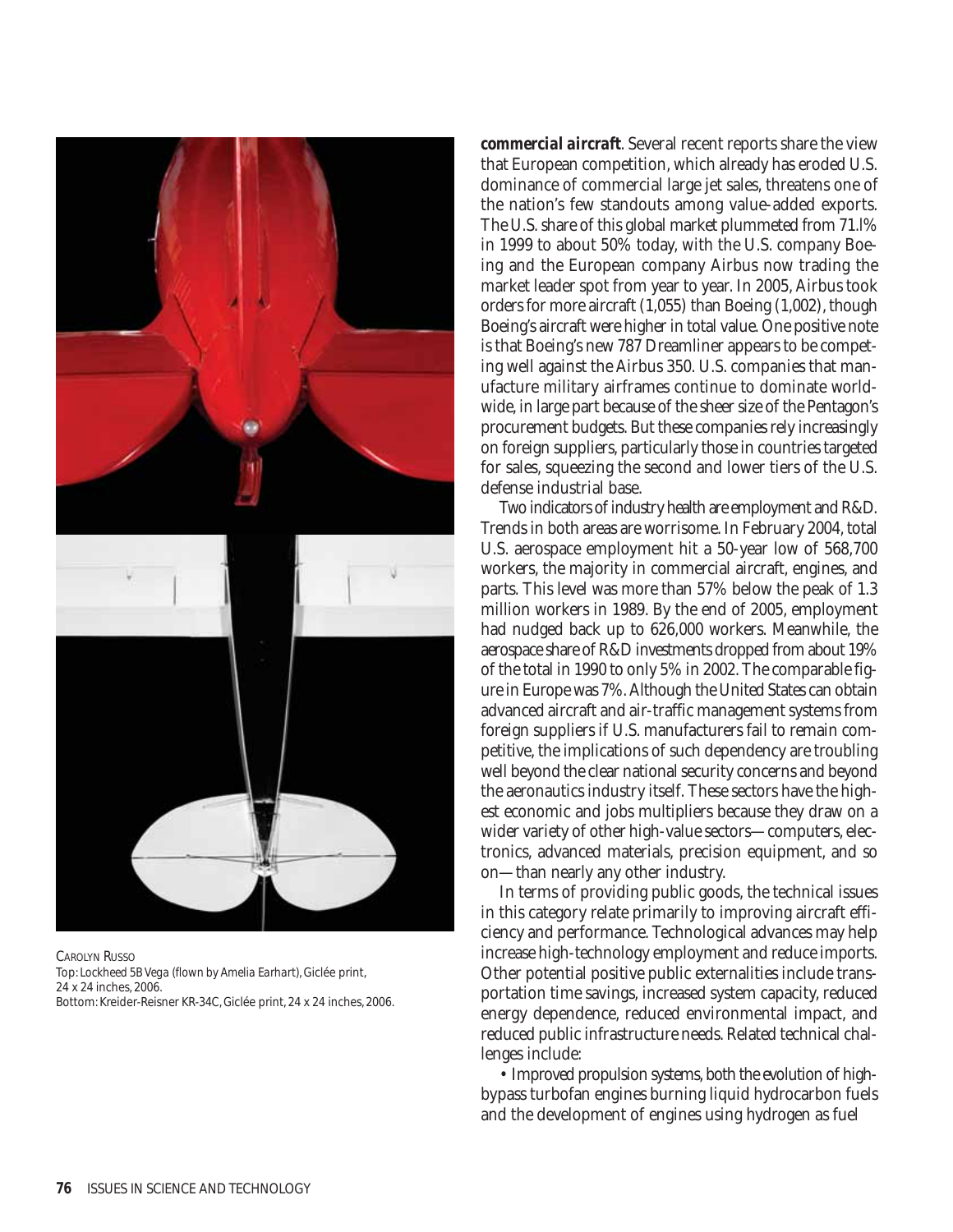CAROLYN RUSSO
Top: Lockheed 5B Vega *(flown by Amelia Earhart)*, Giclée print, 24 x 24 inches, 2006.
Bottom: Kreider-Reisner KR-34C, Giclée print, 24 x 24 inches, 2006.

***commercial aircraft***. Several recent reports share the view that European competition, which already has eroded U.S. dominance of commercial large jet sales, threatens one of the nation's few standouts among value-added exports. The U.S. share of this global market plummeted from 71.l% in 1999 to about 50% today, with the U.S. company Boeing and the European company Airbus now trading the market leader spot from year to year. In 2005, Airbus took orders for more aircraft (1,055) than Boeing (1,002), though Boeing's aircraft were higher in total value. One positive note is that Boeing's new 787 Dreamliner appears to be competing well against the Airbus 350. U.S. companies that manufacture military airframes continue to dominate worldwide, in large part because of the sheer size of the Pentagon's procurement budgets. But these companies rely increasingly on foreign suppliers, particularly those in countries targeted for sales, squeezing the second and lower tiers of the U.S. defense industrial base.

Two indicators of industry health are employment and R&D. Trends in both areas are worrisome. In February 2004, total U.S. aerospace employment hit a 50-year low of 568,700 workers, the majority in commercial aircraft, engines, and parts. This level was more than 57% below the peak of 1.3 million workers in 1989. By the end of 2005, employment had nudged back up to 626,000 workers. Meanwhile, the aerospace share of R&D investments dropped from about 19% of the total in 1990 to only 5% in 2002. The comparable figure in Europe was 7%. Although the United States can obtain advanced aircraft and air-traffic management systems from foreign suppliers if U.S. manufacturers fail to remain competitive, the implications of such dependency are troubling well beyond the clear national security concerns and beyond the aeronautics industry itself. These sectors have the highest economic and jobs multipliers because they draw on a wider variety of other high-value sectors—computers, electronics, advanced materials, precision equipment, and so on—than nearly any other industry.

In terms of providing public goods, the technical issues in this category relate primarily to improving aircraft efficiency and performance. Technological advances may help increase high-technology employment and reduce imports. Other potential positive public externalities include transportation time savings, increased system capacity, reduced energy dependence, reduced environmental impact, and reduced public infrastructure needs. Related technical challenges include:

• *Improved propulsion systems*, both the evolution of high-bypass turbofan engines burning liquid hydrocarbon fuels and the development of engines using hydrogen as fuel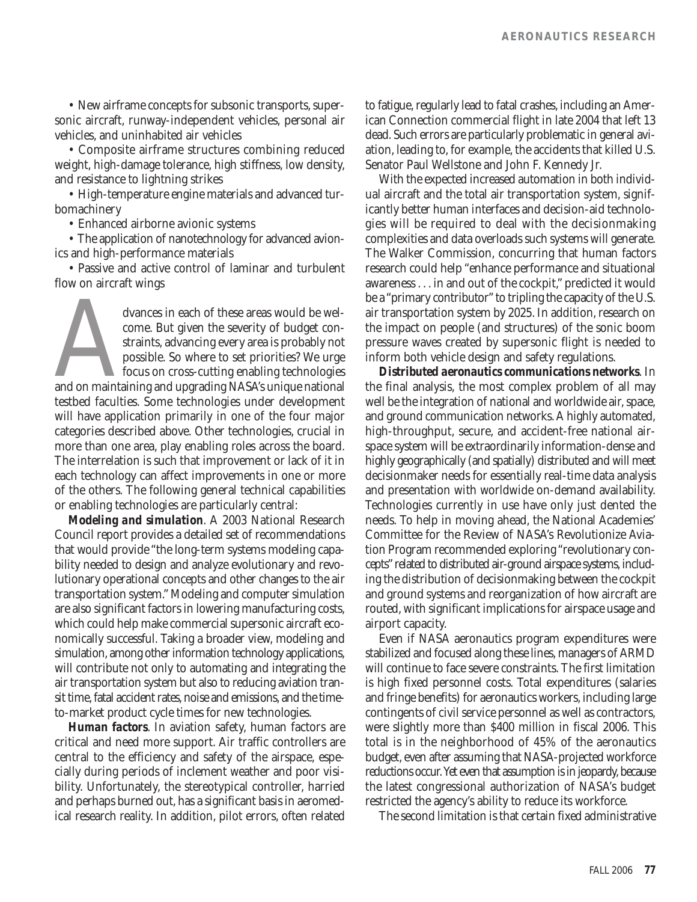• New airframe concepts for subsonic transports, supersonic aircraft, runway-independent vehicles, personal air vehicles, and uninhabited air vehicles

• Composite airframe structures combining reduced weight, high-damage tolerance, high stiffness, low density, and resistance to lightning strikes

• High-temperature engine materials and advanced turbomachinery

• Enhanced airborne avionic systems

• The application of nanotechnology for advanced avionics and high-performance materials

• Passive and active control of laminar and turbulent flow on aircraft wings

Advances in each of these areas would be welcome. But given the severity of budget constraints, advancing every area is probably not possible. So where to set priorities? We urge focus on cross-cutting enabling technologies and on maintaining and upgrading NASA's unique national testbed faculties. Some technologies under development will have application primarily in one of the four major categories described above. Other technologies, crucial in more than one area, play enabling roles across the board. The interrelation is such that improvement or lack of it in each technology can affect improvements in one or more of the others. The following general technical capabilities or enabling technologies are particularly central:

***Modeling and simulation***. A 2003 National Research Council report provides a detailed set of recommendations that would provide "the long-term systems modeling capability needed to design and analyze evolutionary and revolutionary operational concepts and other changes to the air transportation system." Modeling and computer simulation are also significant factors in lowering manufacturing costs, which could help make commercial supersonic aircraft economically successful. Taking a broader view, modeling and simulation, among other information technology applications, will contribute not only to automating and integrating the air transportation system but also to reducing aviation transit time, fatal accident rates, noise and emissions, and the time-to-market product cycle times for new technologies.

***Human factors***. In aviation safety, human factors are critical and need more support. Air traffic controllers are central to the efficiency and safety of the airspace, especially during periods of inclement weather and poor visibility. Unfortunately, the stereotypical controller, harried and perhaps burned out, has a significant basis in aeromedical research reality. In addition, pilot errors, often related to fatigue, regularly lead to fatal crashes, including an American Connection commercial flight in late 2004 that left 13 dead. Such errors are particularly problematic in general aviation, leading to, for example, the accidents that killed U.S. Senator Paul Wellstone and John F. Kennedy Jr.

With the expected increased automation in both individual aircraft and the total air transportation system, significantly better human interfaces and decision-aid technologies will be required to deal with the decisionmaking complexities and data overloads such systems will generate. The Walker Commission, concurring that human factors research could help "enhance performance and situational awareness . . . in and out of the cockpit," predicted it would be a "primary contributor" to tripling the capacity of the U.S. air transportation system by 2025. In addition, research on the impact on people (and structures) of the sonic boom pressure waves created by supersonic flight is needed to inform both vehicle design and safety regulations.

***Distributed aeronautics communications networks***. In the final analysis, the most complex problem of all may well be the integration of national and worldwide air, space, and ground communication networks. A highly automated, high-throughput, secure, and accident-free national airspace system will be extraordinarily information-dense and highly geographically (and spatially) distributed and will meet decisionmaker needs for essentially real-time data analysis and presentation with worldwide on-demand availability. Technologies currently in use have only just dented the needs. To help in moving ahead, the National Academies' Committee for the Review of NASA's Revolutionize Aviation Program recommended exploring "revolutionary concepts" related to distributed air-ground airspace systems, including the distribution of decisionmaking between the cockpit and ground systems and reorganization of how aircraft are routed, with significant implications for airspace usage and airport capacity.

Even if NASA aeronautics program expenditures were stabilized and focused along these lines, managers of ARMD will continue to face severe constraints. The first limitation is high fixed personnel costs. Total expenditures (salaries and fringe benefits) for aeronautics workers, including large contingents of civil service personnel as well as contractors, were slightly more than $400 million in fiscal 2006. This total is in the neighborhood of 45% of the aeronautics budget, even after assuming that NASA-projected workforce reductions occur. Yet even that assumption is in jeopardy, because the latest congressional authorization of NASA's budget restricted the agency's ability to reduce its workforce.

The second limitation is that certain fixed administrative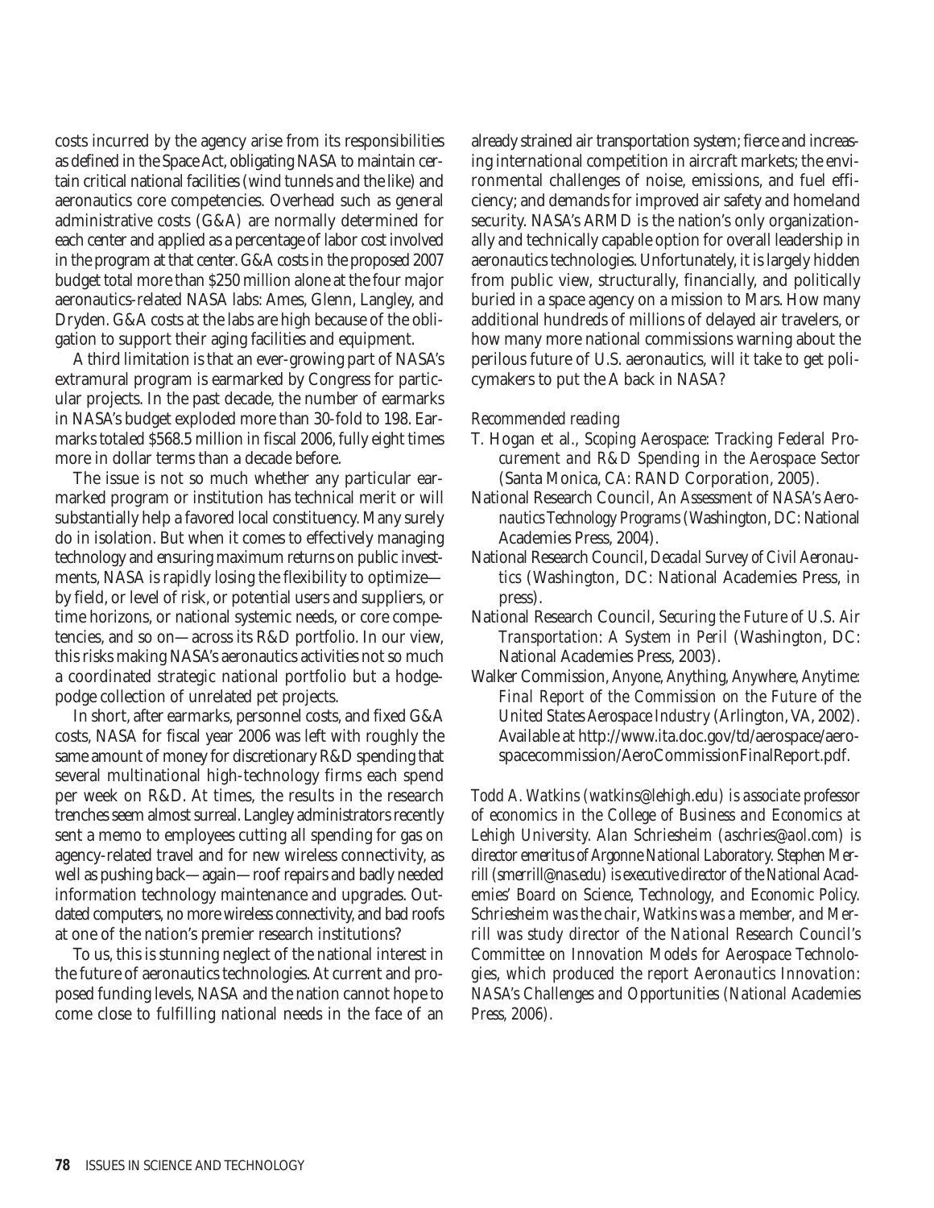costs incurred by the agency arise from its responsibilities as defined in the Space Act, obligating NASA to maintain certain critical national facilities (wind tunnels and the like) and aeronautics core competencies. Overhead such as general administrative costs (G&A) are normally determined for each center and applied as a percentage of labor cost involved in the program at that center. G&A costs in the proposed 2007 budget total more than $250 million alone at the four major aeronautics-related NASA labs: Ames, Glenn, Langley, and Dryden. G&A costs at the labs are high because of the obligation to support their aging facilities and equipment.

A third limitation is that an ever-growing part of NASA's extramural program is earmarked by Congress for particular projects. In the past decade, the number of earmarks in NASA's budget exploded more than 30-fold to 198. Earmarks totaled $568.5 million in fiscal 2006, fully eight times more in dollar terms than a decade before.

The issue is not so much whether any particular earmarked program or institution has technical merit or will substantially help a favored local constituency. Many surely do in isolation. But when it comes to effectively managing technology and ensuring maximum returns on public investments, NASA is rapidly losing the flexibility to optimize—by field, or level of risk, or potential users and suppliers, or time horizons, or national systemic needs, or core competencies, and so on—across its R&D portfolio. In our view, this risks making NASA's aeronautics activities not so much a coordinated strategic national portfolio but a hodgepodge collection of unrelated pet projects.

In short, after earmarks, personnel costs, and fixed G&A costs, NASA for fiscal year 2006 was left with roughly the same amount of money for discretionary R&D spending that several multinational high-technology firms each spend per week on R&D. At times, the results in the research trenches seem almost surreal. Langley administrators recently sent a memo to employees cutting all spending for gas on agency-related travel and for new wireless connectivity, as well as pushing back—again—roof repairs and badly needed information technology maintenance and upgrades. Outdated computers, no more wireless connectivity, and bad roofs at one of the nation's premier research institutions?

To us, this is stunning neglect of the national interest in the future of aeronautics technologies. At current and proposed funding levels, NASA and the nation cannot hope to come close to fulfilling national needs in the face of an already strained air transportation system; fierce and increasing international competition in aircraft markets; the environmental challenges of noise, emissions, and fuel efficiency; and demands for improved air safety and homeland security. NASA's ARMD is the nation's only organizationally and technically capable option for overall leadership in aeronautics technologies. Unfortunately, it is largely hidden from public view, structurally, financially, and politically buried in a space agency on a mission to Mars. How many additional hundreds of millions of delayed air travelers, or how many more national commissions warning about the perilous future of U.S. aeronautics, will it take to get policymakers to put the A back in NASA?

*Recommended reading*

T. Hogan et al., *Scoping Aerospace: Tracking Federal Procurement and R&D Spending in the Aerospace Sector* (Santa Monica, CA: RAND Corporation, 2005).

National Research Council, *An Assessment of NASA's Aeronautics Technology Programs* (Washington, DC: National Academies Press, 2004).

National Research Council, *Decadal Survey of Civil Aeronautics* (Washington, DC: National Academies Press, in press).

National Research Council, *Securing the Future of U.S. Air Transportation: A System in Peril* (Washington, DC: National Academies Press, 2003).

Walker Commission, *Anyone, Anything, Anywhere, Anytime: Final Report of the Commission on the Future of the United States Aerospace Industry* (Arlington, VA, 2002). Available at http://www.ita.doc.gov/td/aerospace/aerospacecommission/AeroCommissionFinalReport.pdf.

*Todd A. Watkins (watkins@lehigh.edu) is associate professor of economics in the College of Business and Economics at Lehigh University. Alan Schriesheim (aschries@aol.com) is director emeritus of Argonne National Laboratory. Stephen Merrill (smerrill@nas.edu) is executive director of the National Academies' Board on Science, Technology, and Economic Policy. Schriesheim was the chair, Watkins was a member, and Merrill was study director of the National Research Council's Committee on Innovation Models for Aerospace Technologies, which produced the report Aeronautics Innovation: NASA's Challenges and Opportunities (National Academies Press, 2006).*